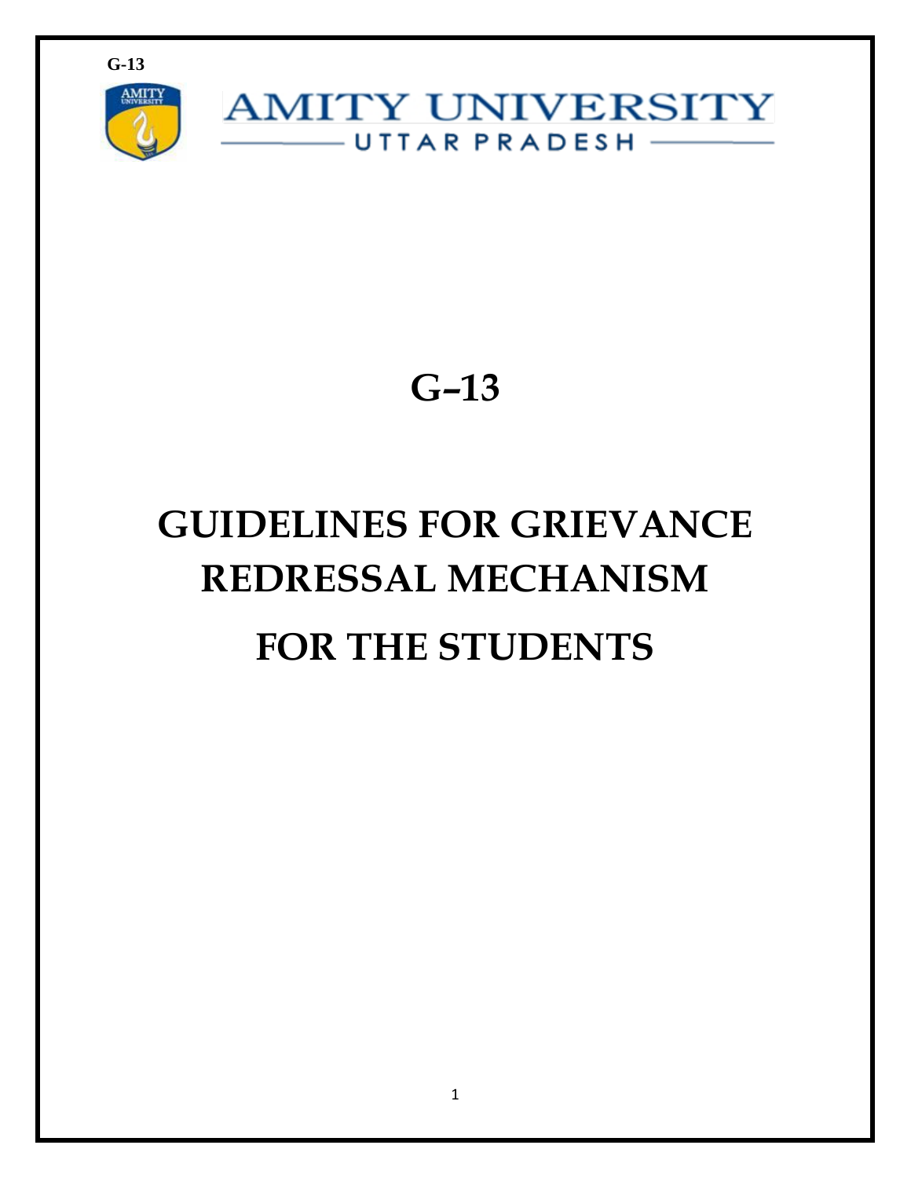G-13

AMITY UNIVERSITY
UTTAR PRADESH

# G–13

# GUIDELINES FOR GRIEVANCE REDRESSAL MECHANISM FOR THE STUDENTS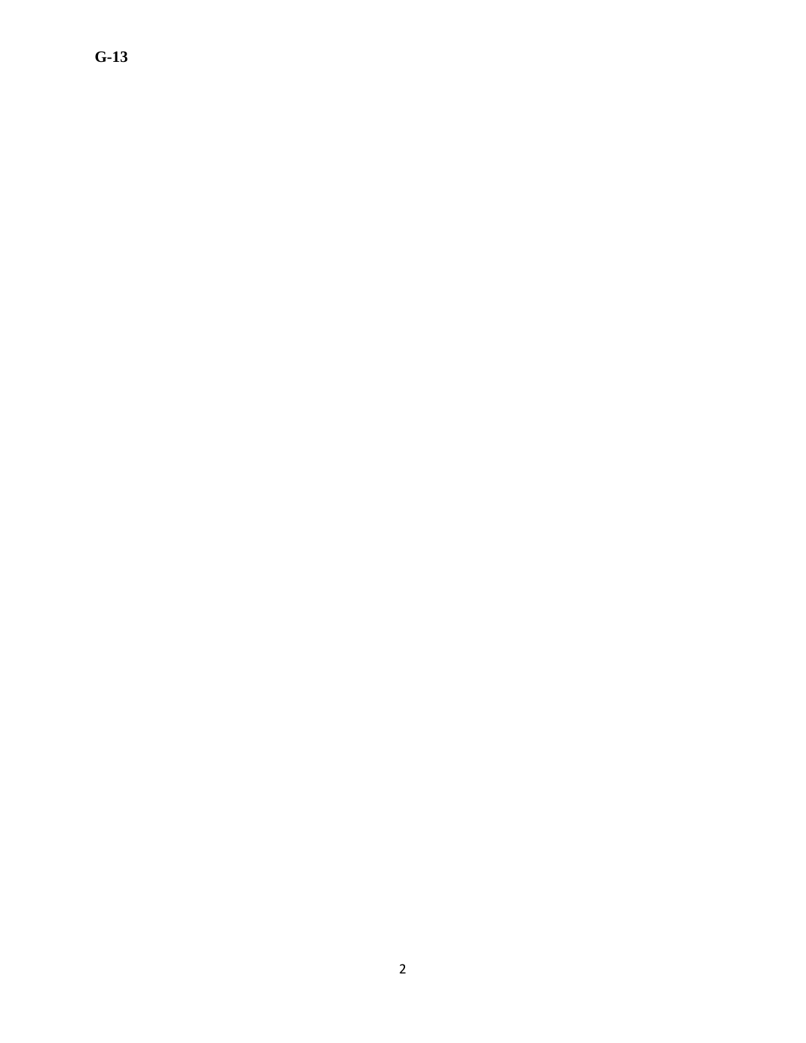**G-13**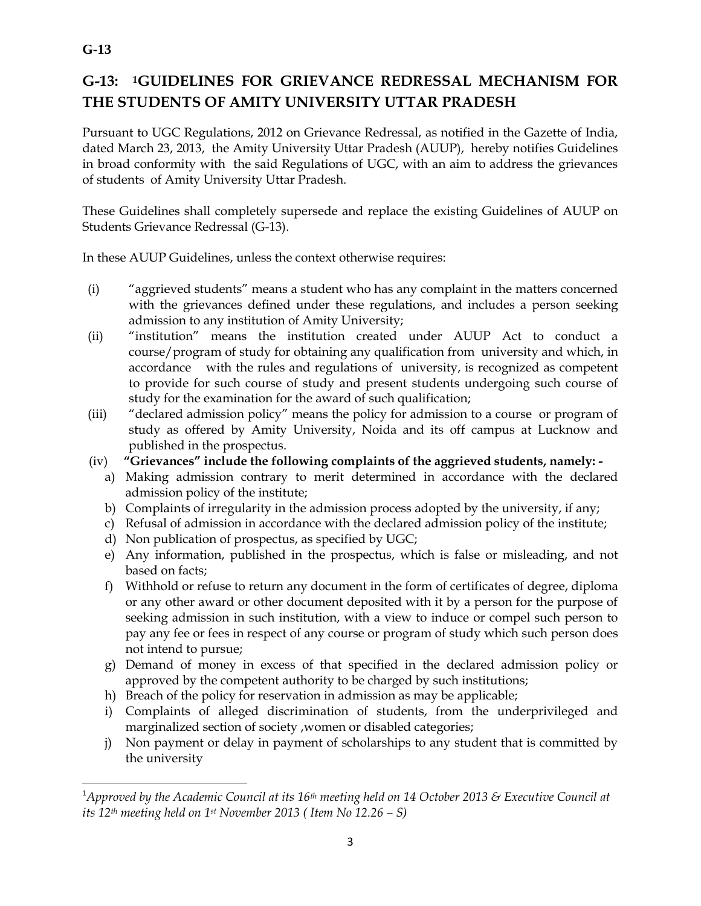**G-13**

## G-13: [1]GUIDELINES FOR GRIEVANCE REDRESSAL MECHANISM FOR THE STUDENTS OF AMITY UNIVERSITY UTTAR PRADESH

Pursuant to UGC Regulations, 2012 on Grievance Redressal, as notified in the Gazette of India, dated March 23, 2013, the Amity University Uttar Pradesh (AUUP), hereby notifies Guidelines in broad conformity with the said Regulations of UGC, with an aim to address the grievances of students of Amity University Uttar Pradesh.

These Guidelines shall completely supersede and replace the existing Guidelines of AUUP on Students Grievance Redressal (G-13).

In these AUUP Guidelines, unless the context otherwise requires:

(i) "aggrieved students" means a student who has any complaint in the matters concerned with the grievances defined under these regulations, and includes a person seeking admission to any institution of Amity University;

(ii) "institution" means the institution created under AUUP Act to conduct a course/program of study for obtaining any qualification from university and which, in accordance with the rules and regulations of university, is recognized as competent to provide for such course of study and present students undergoing such course of study for the examination for the award of such qualification;

(iii) "declared admission policy" means the policy for admission to a course or program of study as offered by Amity University, Noida and its off campus at Lucknow and published in the prospectus.

(iv) **"Grievances" include the following complaints of the aggrieved students, namely: -**

a) Making admission contrary to merit determined in accordance with the declared admission policy of the institute;
b) Complaints of irregularity in the admission process adopted by the university, if any;
c) Refusal of admission in accordance with the declared admission policy of the institute;
d) Non publication of prospectus, as specified by UGC;
e) Any information, published in the prospectus, which is false or misleading, and not based on facts;
f) Withhold or refuse to return any document in the form of certificates of degree, diploma or any other award or other document deposited with it by a person for the purpose of seeking admission in such institution, with a view to induce or compel such person to pay any fee or fees in respect of any course or program of study which such person does not intend to pursue;
g) Demand of money in excess of that specified in the declared admission policy or approved by the competent authority to be charged by such institutions;
h) Breach of the policy for reservation in admission as may be applicable;
i) Complaints of alleged discrimination of students, from the underprivileged and marginalized section of society ,women or disabled categories;
j) Non payment or delay in payment of scholarships to any student that is committed by the university

---

[1]*Approved by the Academic Council at its 16th meeting held on 14 October 2013 & Executive Council at its 12th meeting held on 1st November 2013 ( Item No 12.26 – S)*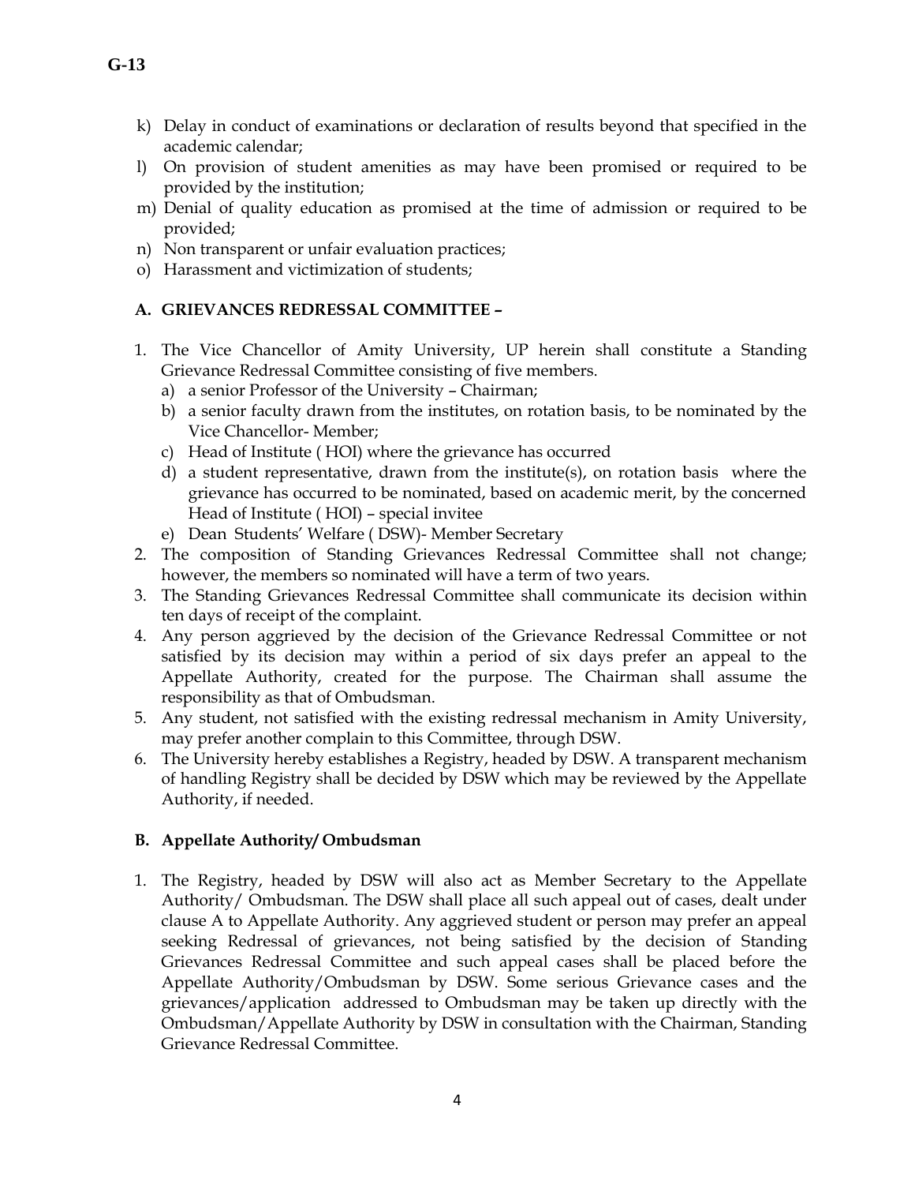k) Delay in conduct of examinations or declaration of results beyond that specified in the academic calendar;
l) On provision of student amenities as may have been promised or required to be provided by the institution;
m) Denial of quality education as promised at the time of admission or required to be provided;
n) Non transparent or unfair evaluation practices;
o) Harassment and victimization of students;

## A. GRIEVANCES REDRESSAL COMMITTEE –

1. The Vice Chancellor of Amity University, UP herein shall constitute a Standing Grievance Redressal Committee consisting of five members.
   a) a senior Professor of the University – Chairman;
   b) a senior faculty drawn from the institutes, on rotation basis, to be nominated by the Vice Chancellor- Member;
   c) Head of Institute ( HOI) where the grievance has occurred
   d) a student representative, drawn from the institute(s), on rotation basis where the grievance has occurred to be nominated, based on academic merit, by the concerned Head of Institute ( HOI) – special invitee
   e) Dean Students' Welfare ( DSW)- Member Secretary
2. The composition of Standing Grievances Redressal Committee shall not change; however, the members so nominated will have a term of two years.
3. The Standing Grievances Redressal Committee shall communicate its decision within ten days of receipt of the complaint.
4. Any person aggrieved by the decision of the Grievance Redressal Committee or not satisfied by its decision may within a period of six days prefer an appeal to the Appellate Authority, created for the purpose. The Chairman shall assume the responsibility as that of Ombudsman.
5. Any student, not satisfied with the existing redressal mechanism in Amity University, may prefer another complain to this Committee, through DSW.
6. The University hereby establishes a Registry, headed by DSW. A transparent mechanism of handling Registry shall be decided by DSW which may be reviewed by the Appellate Authority, if needed.

## B. Appellate Authority/ Ombudsman

1. The Registry, headed by DSW will also act as Member Secretary to the Appellate Authority/ Ombudsman. The DSW shall place all such appeal out of cases, dealt under clause A to Appellate Authority. Any aggrieved student or person may prefer an appeal seeking Redressal of grievances, not being satisfied by the decision of Standing Grievances Redressal Committee and such appeal cases shall be placed before the Appellate Authority/Ombudsman by DSW. Some serious Grievance cases and the grievances/application addressed to Ombudsman may be taken up directly with the Ombudsman/Appellate Authority by DSW in consultation with the Chairman, Standing Grievance Redressal Committee.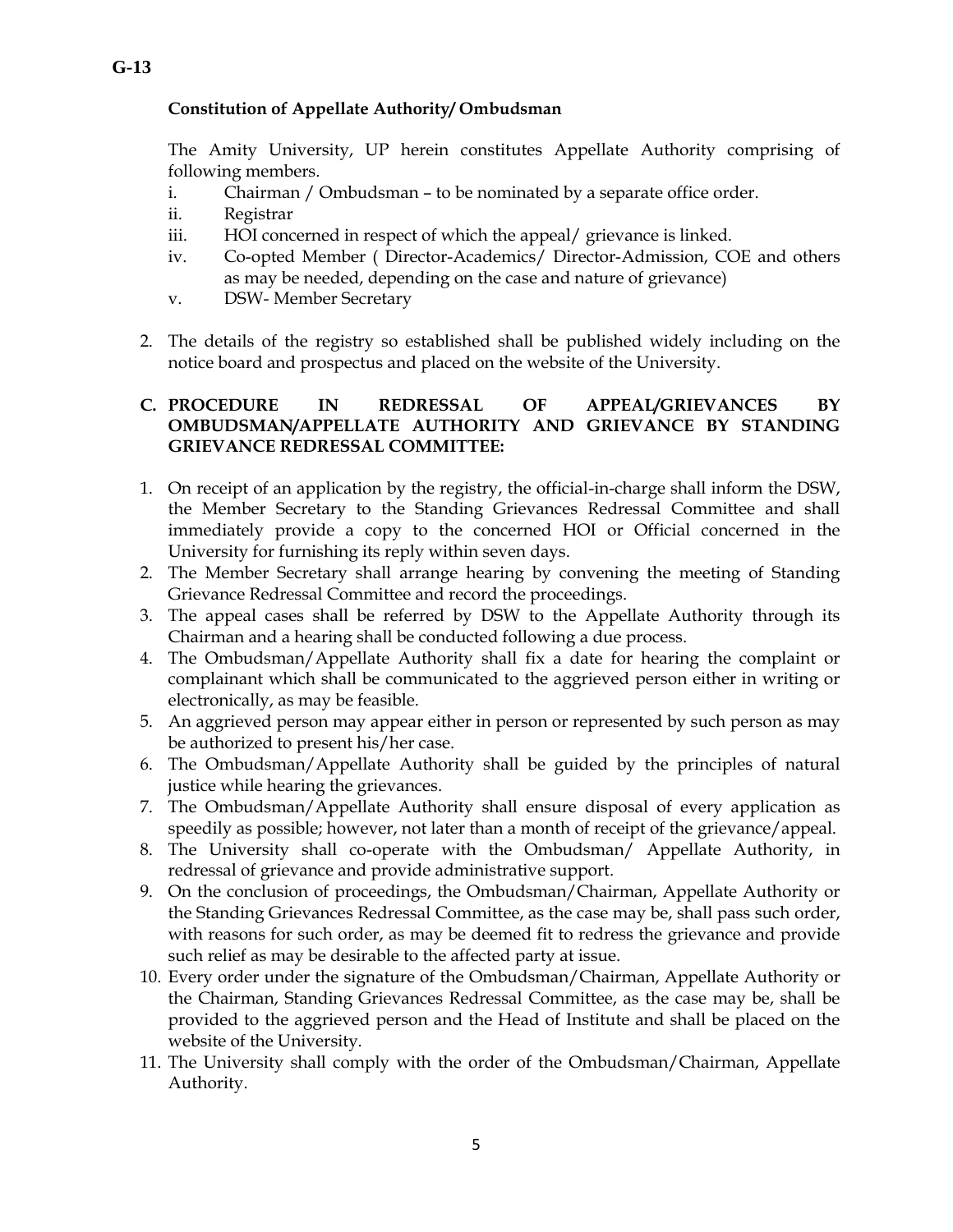G-13

**Constitution of Appellate Authority/ Ombudsman**

The Amity University, UP herein constitutes Appellate Authority comprising of following members.

i. Chairman / Ombudsman – to be nominated by a separate office order.
ii. Registrar
iii. HOI concerned in respect of which the appeal/ grievance is linked.
iv. Co-opted Member ( Director-Academics/ Director-Admission, COE and others as may be needed, depending on the case and nature of grievance)
v. DSW- Member Secretary

2. The details of the registry so established shall be published widely including on the notice board and prospectus and placed on the website of the University.

**C. PROCEDURE IN REDRESSAL OF APPEAL/GRIEVANCES BY OMBUDSMAN/APPELLATE AUTHORITY AND GRIEVANCE BY STANDING GRIEVANCE REDRESSAL COMMITTEE:**

1. On receipt of an application by the registry, the official-in-charge shall inform the DSW, the Member Secretary to the Standing Grievances Redressal Committee and shall immediately provide a copy to the concerned HOI or Official concerned in the University for furnishing its reply within seven days.
2. The Member Secretary shall arrange hearing by convening the meeting of Standing Grievance Redressal Committee and record the proceedings.
3. The appeal cases shall be referred by DSW to the Appellate Authority through its Chairman and a hearing shall be conducted following a due process.
4. The Ombudsman/Appellate Authority shall fix a date for hearing the complaint or complainant which shall be communicated to the aggrieved person either in writing or electronically, as may be feasible.
5. An aggrieved person may appear either in person or represented by such person as may be authorized to present his/her case.
6. The Ombudsman/Appellate Authority shall be guided by the principles of natural justice while hearing the grievances.
7. The Ombudsman/Appellate Authority shall ensure disposal of every application as speedily as possible; however, not later than a month of receipt of the grievance/appeal.
8. The University shall co-operate with the Ombudsman/ Appellate Authority, in redressal of grievance and provide administrative support.
9. On the conclusion of proceedings, the Ombudsman/Chairman, Appellate Authority or the Standing Grievances Redressal Committee, as the case may be, shall pass such order, with reasons for such order, as may be deemed fit to redress the grievance and provide such relief as may be desirable to the affected party at issue.
10. Every order under the signature of the Ombudsman/Chairman, Appellate Authority or the Chairman, Standing Grievances Redressal Committee, as the case may be, shall be provided to the aggrieved person and the Head of Institute and shall be placed on the website of the University.
11. The University shall comply with the order of the Ombudsman/Chairman, Appellate Authority.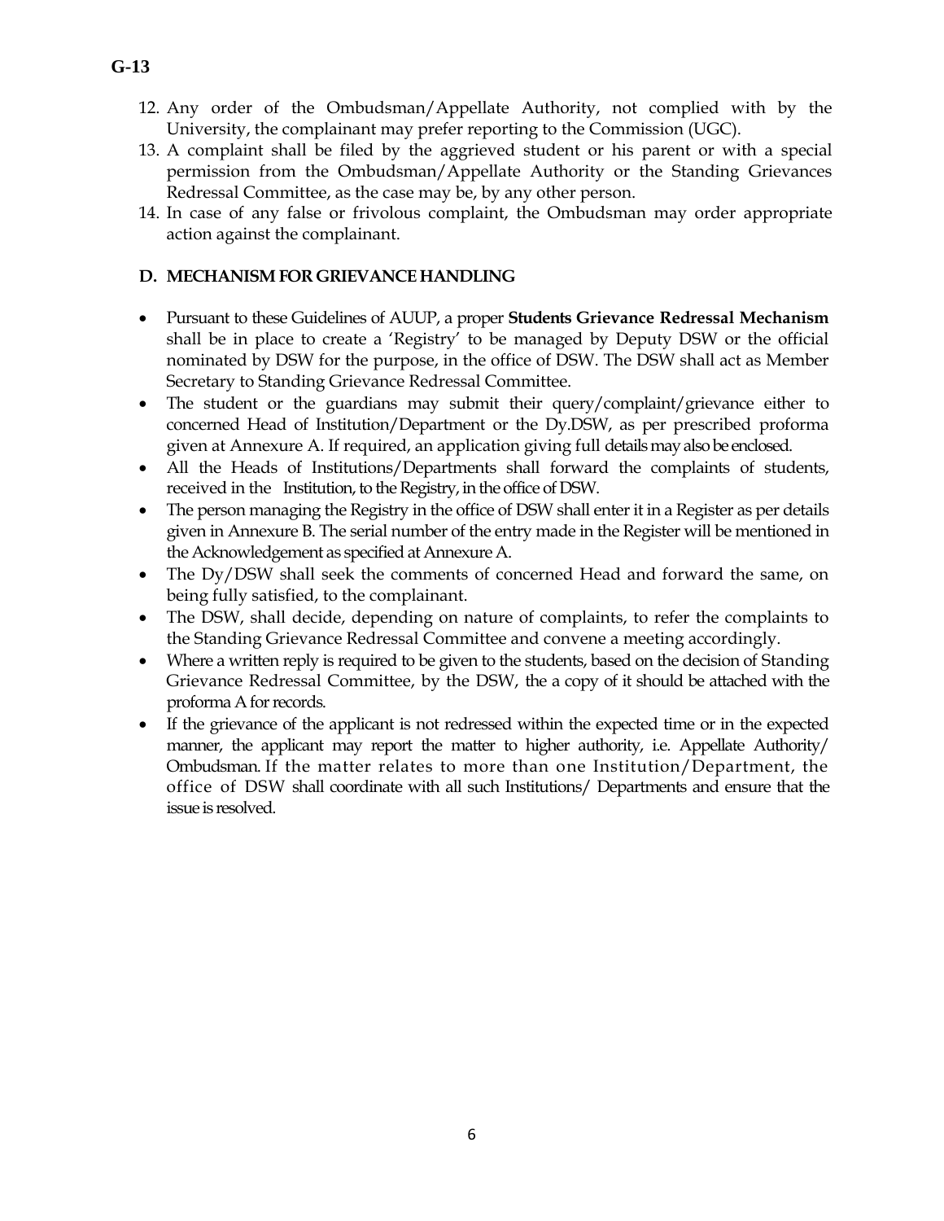12. Any order of the Ombudsman/Appellate Authority, not complied with by the University, the complainant may prefer reporting to the Commission (UGC).
13. A complaint shall be filed by the aggrieved student or his parent or with a special permission from the Ombudsman/Appellate Authority or the Standing Grievances Redressal Committee, as the case may be, by any other person.
14. In case of any false or frivolous complaint, the Ombudsman may order appropriate action against the complainant.

## D. MECHANISM FOR GRIEVANCE HANDLING

- Pursuant to these Guidelines of AUUP, a proper **Students Grievance Redressal Mechanism** shall be in place to create a 'Registry' to be managed by Deputy DSW or the official nominated by DSW for the purpose, in the office of DSW. The DSW shall act as Member Secretary to Standing Grievance Redressal Committee.
- The student or the guardians may submit their query/complaint/grievance either to concerned Head of Institution/Department or the Dy.DSW, as per prescribed proforma given at Annexure A. If required, an application giving full details may also be enclosed.
- All the Heads of Institutions/Departments shall forward the complaints of students, received in the Institution, to the Registry, in the office of DSW.
- The person managing the Registry in the office of DSW shall enter it in a Register as per details given in Annexure B. The serial number of the entry made in the Register will be mentioned in the Acknowledgement as specified at Annexure A.
- The Dy/DSW shall seek the comments of concerned Head and forward the same, on being fully satisfied, to the complainant.
- The DSW, shall decide, depending on nature of complaints, to refer the complaints to the Standing Grievance Redressal Committee and convene a meeting accordingly.
- Where a written reply is required to be given to the students, based on the decision of Standing Grievance Redressal Committee, by the DSW, the a copy of it should be attached with the proforma A for records.
- If the grievance of the applicant is not redressed within the expected time or in the expected manner, the applicant may report the matter to higher authority, i.e. Appellate Authority/ Ombudsman. If the matter relates to more than one Institution/Department, the office of DSW shall coordinate with all such Institutions/ Departments and ensure that the issue is resolved.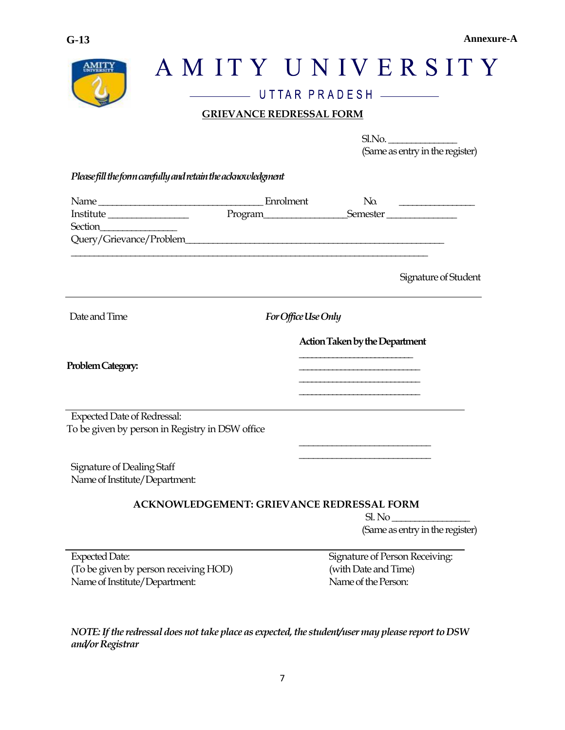**G-13** **Annexure-A**

# AMITY UNIVERSITY

UTTAR PRADESH

## GRIEVANCE REDRESSAL FORM

Sl.No. ______________
(Same as entry in the register)

*Please fill the form carefully and retain the acknowledgment*

Name _________________________________ Enrolment No. _______________
Institute ________________ Program________________ Semester ______________
Section________________
Query/Grievance/Problem_______________________________________________________
_______________________________________________________________________________

Signature of Student

---

Date and Time

*For Office Use Only*

**Action Taken by the Department**

________________________
________________________
________________________
________________________

**Problem Category:**

---

Expected Date of Redressal:
To be given by person in Registry in DSW office

___________________________
___________________________

Signature of Dealing Staff
Name of Institute/Department:

### ACKNOWLEDGEMENT: GRIEVANCE REDRESSAL FORM

Sl. No ________________
(Same as entry in the register)

---

Expected Date:
(To be given by person receiving HOD)
Name of Institute/Department:

Signature of Person Receiving:
(with Date and Time)
Name of the Person:

*NOTE: If the redressal does not take place as expected, the student/user may please report to DSW and/or Registrar*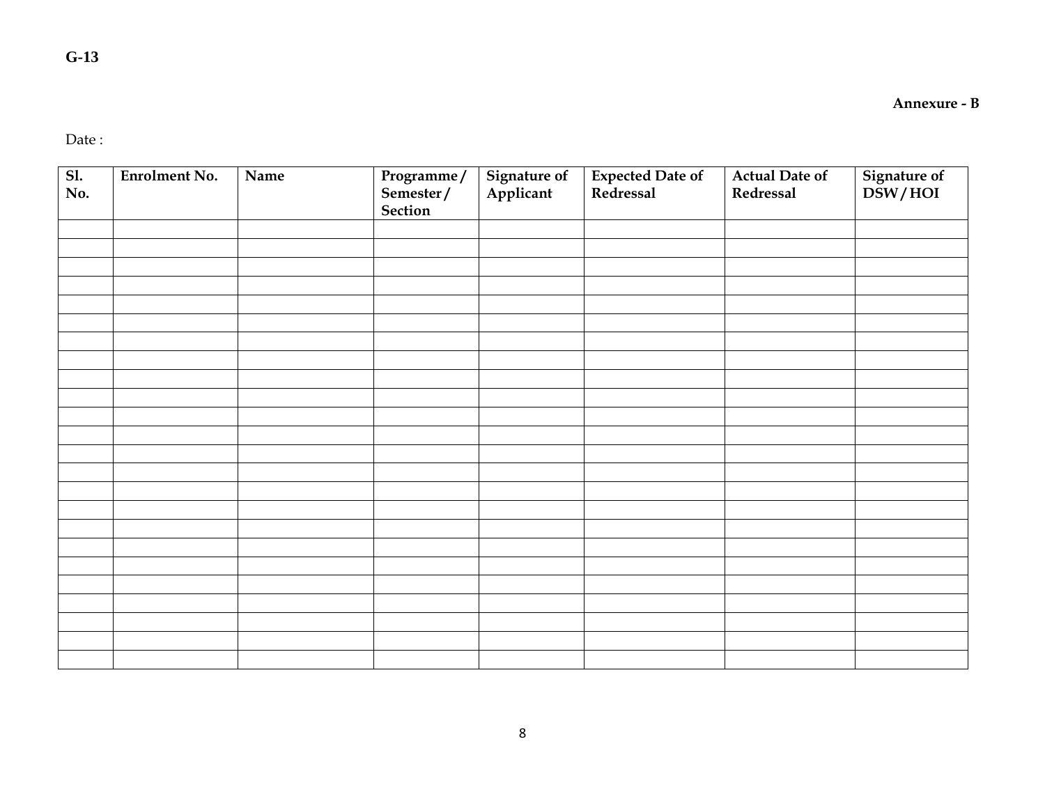**G-13**

**Annexure - B**

Date :

| Sl. No. | Enrolment No. | Name | Programme / Semester / Section | Signature of Applicant | Expected Date of Redressal | Actual Date of Redressal | Signature of DSW / HOI |
|---|---|---|---|---|---|---|---|
| | | | | | | | |
| | | | | | | | |
| | | | | | | | |
| | | | | | | | |
| | | | | | | | |
| | | | | | | | |
| | | | | | | | |
| | | | | | | | |
| | | | | | | | |
| | | | | | | | |
| | | | | | | | |
| | | | | | | | |
| | | | | | | | |
| | | | | | | | |
| | | | | | | | |
| | | | | | | | |
| | | | | | | | |
| | | | | | | | |
| | | | | | | | |
| | | | | | | | |
| | | | | | | | |
| | | | | | | | |
| | | | | | | | |
| | | | | | | | |